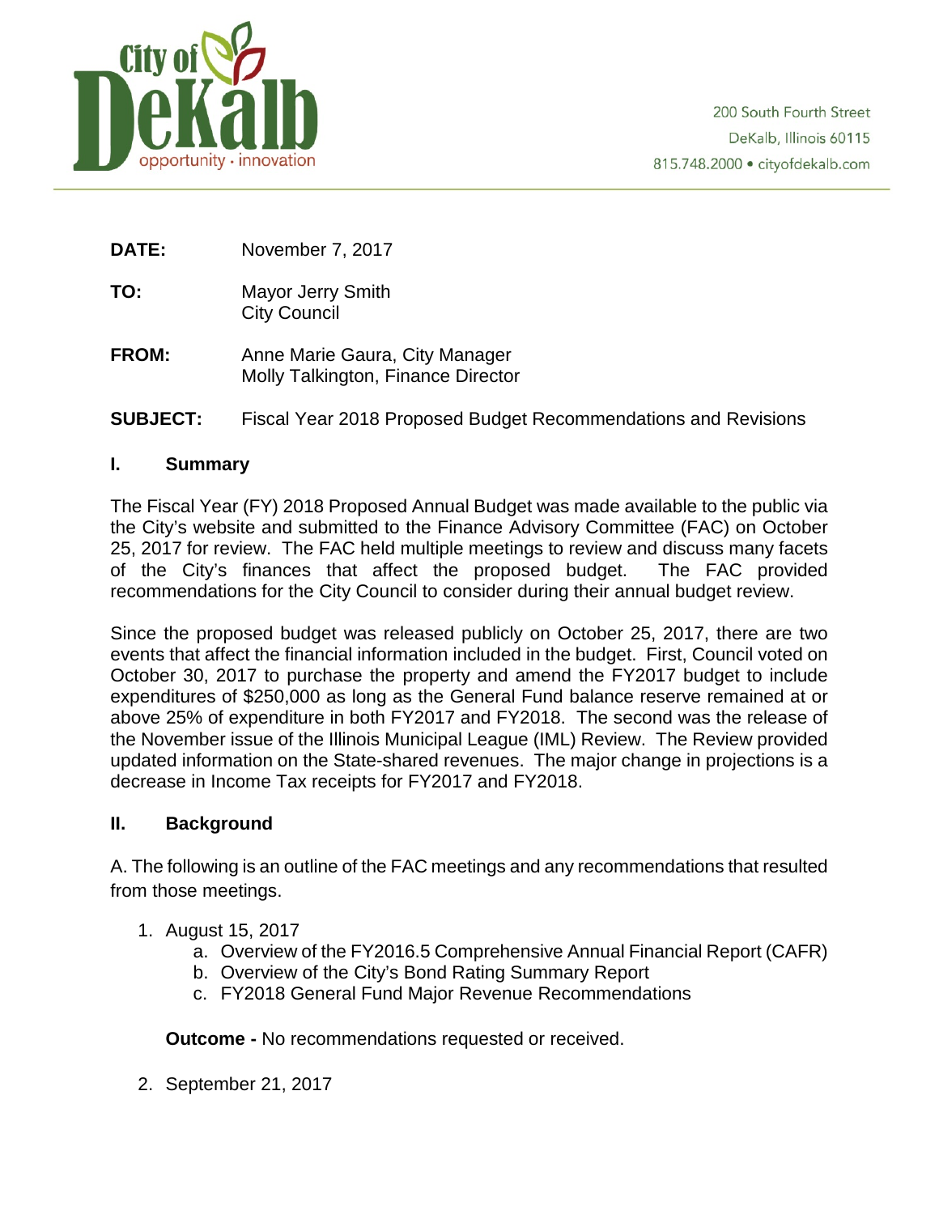200 South Fourth Street
DeKalb, Illinois 60115
815.748.2000 • cityofdekalb.com

**DATE:** November 7, 2017

**TO:** Mayor Jerry Smith
City Council

**FROM:** Anne Marie Gaura, City Manager
Molly Talkington, Finance Director

**SUBJECT:** Fiscal Year 2018 Proposed Budget Recommendations and Revisions

## I. Summary

The Fiscal Year (FY) 2018 Proposed Annual Budget was made available to the public via the City's website and submitted to the Finance Advisory Committee (FAC) on October 25, 2017 for review. The FAC held multiple meetings to review and discuss many facets of the City's finances that affect the proposed budget. The FAC provided recommendations for the City Council to consider during their annual budget review.

Since the proposed budget was released publicly on October 25, 2017, there are two events that affect the financial information included in the budget. First, Council voted on October 30, 2017 to purchase the property and amend the FY2017 budget to include expenditures of $250,000 as long as the General Fund balance reserve remained at or above 25% of expenditure in both FY2017 and FY2018. The second was the release of the November issue of the Illinois Municipal League (IML) Review. The Review provided updated information on the State-shared revenues. The major change in projections is a decrease in Income Tax receipts for FY2017 and FY2018.

## II. Background

A. The following is an outline of the FAC meetings and any recommendations that resulted from those meetings.

1. August 15, 2017
   a. Overview of the FY2016.5 Comprehensive Annual Financial Report (CAFR)
   b. Overview of the City's Bond Rating Summary Report
   c. FY2018 General Fund Major Revenue Recommendations

   **Outcome -** No recommendations requested or received.

2. September 21, 2017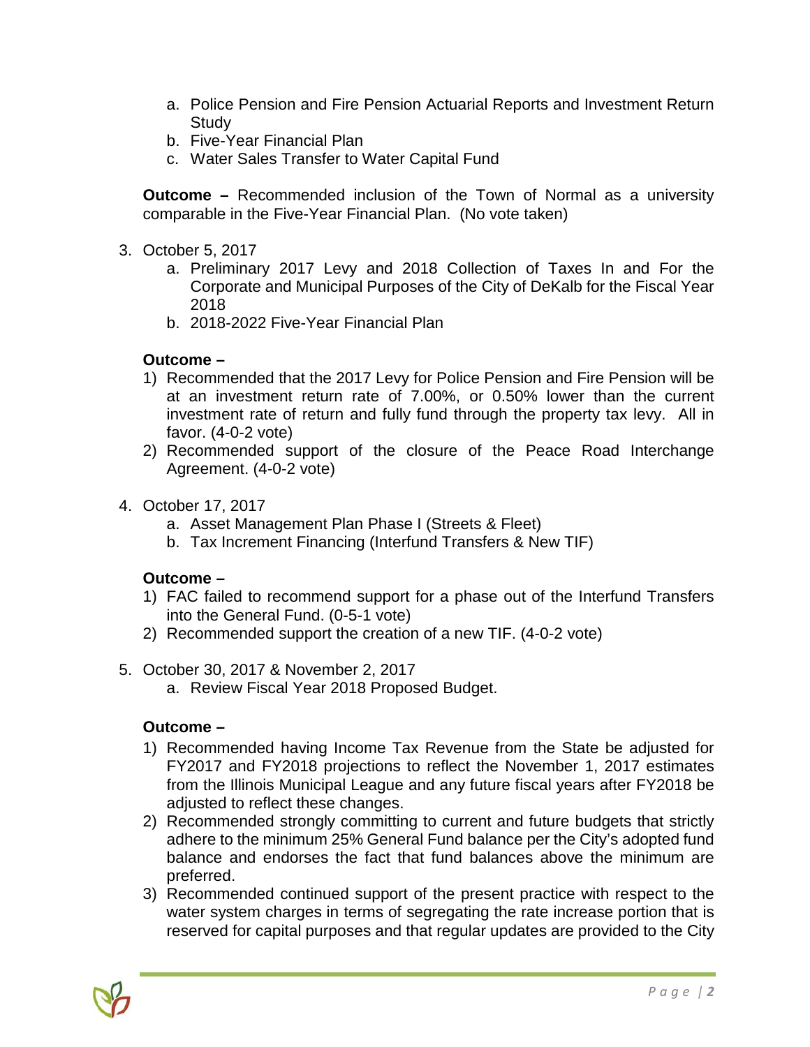a. Police Pension and Fire Pension Actuarial Reports and Investment Return Study
b. Five-Year Financial Plan
c. Water Sales Transfer to Water Capital Fund

**Outcome –** Recommended inclusion of the Town of Normal as a university comparable in the Five-Year Financial Plan. (No vote taken)

3. October 5, 2017
   a. Preliminary 2017 Levy and 2018 Collection of Taxes In and For the Corporate and Municipal Purposes of the City of DeKalb for the Fiscal Year 2018
   b. 2018-2022 Five-Year Financial Plan

   **Outcome –**
   1) Recommended that the 2017 Levy for Police Pension and Fire Pension will be at an investment return rate of 7.00%, or 0.50% lower than the current investment rate of return and fully fund through the property tax levy. All in favor. (4-0-2 vote)
   2) Recommended support of the closure of the Peace Road Interchange Agreement. (4-0-2 vote)

4. October 17, 2017
   a. Asset Management Plan Phase I (Streets & Fleet)
   b. Tax Increment Financing (Interfund Transfers & New TIF)

   **Outcome –**
   1) FAC failed to recommend support for a phase out of the Interfund Transfers into the General Fund. (0-5-1 vote)
   2) Recommended support the creation of a new TIF. (4-0-2 vote)

5. October 30, 2017 & November 2, 2017
   a. Review Fiscal Year 2018 Proposed Budget.

   **Outcome –**
   1) Recommended having Income Tax Revenue from the State be adjusted for FY2017 and FY2018 projections to reflect the November 1, 2017 estimates from the Illinois Municipal League and any future fiscal years after FY2018 be adjusted to reflect these changes.
   2) Recommended strongly committing to current and future budgets that strictly adhere to the minimum 25% General Fund balance per the City's adopted fund balance and endorses the fact that fund balances above the minimum are preferred.
   3) Recommended continued support of the present practice with respect to the water system charges in terms of segregating the rate increase portion that is reserved for capital purposes and that regular updates are provided to the City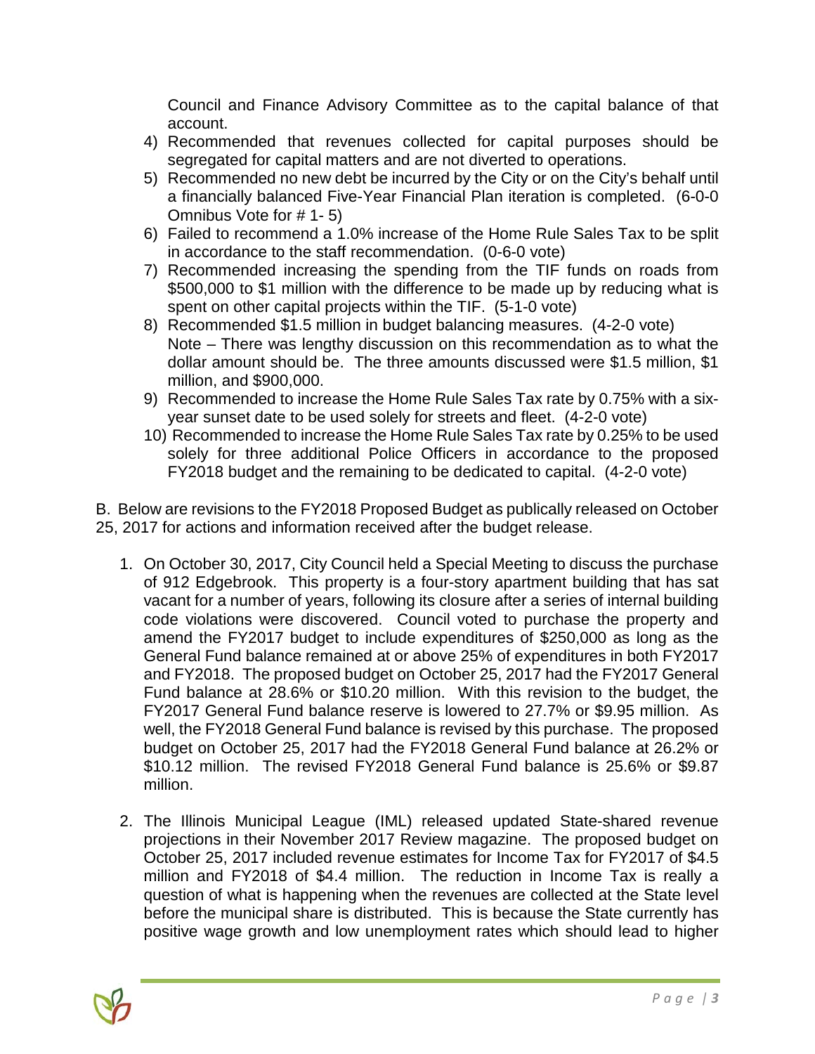Council and Finance Advisory Committee as to the capital balance of that account.

4) Recommended that revenues collected for capital purposes should be segregated for capital matters and are not diverted to operations.
5) Recommended no new debt be incurred by the City or on the City's behalf until a financially balanced Five-Year Financial Plan iteration is completed. (6-0-0 Omnibus Vote for # 1- 5)
6) Failed to recommend a 1.0% increase of the Home Rule Sales Tax to be split in accordance to the staff recommendation. (0-6-0 vote)
7) Recommended increasing the spending from the TIF funds on roads from $500,000 to $1 million with the difference to be made up by reducing what is spent on other capital projects within the TIF. (5-1-0 vote)
8) Recommended $1.5 million in budget balancing measures. (4-2-0 vote)
   Note – There was lengthy discussion on this recommendation as to what the dollar amount should be. The three amounts discussed were $1.5 million, $1 million, and $900,000.
9) Recommended to increase the Home Rule Sales Tax rate by 0.75% with a six-year sunset date to be used solely for streets and fleet. (4-2-0 vote)
10) Recommended to increase the Home Rule Sales Tax rate by 0.25% to be used solely for three additional Police Officers in accordance to the proposed FY2018 budget and the remaining to be dedicated to capital. (4-2-0 vote)

B. Below are revisions to the FY2018 Proposed Budget as publically released on October 25, 2017 for actions and information received after the budget release.

1. On October 30, 2017, City Council held a Special Meeting to discuss the purchase of 912 Edgebrook. This property is a four-story apartment building that has sat vacant for a number of years, following its closure after a series of internal building code violations were discovered. Council voted to purchase the property and amend the FY2017 budget to include expenditures of $250,000 as long as the General Fund balance remained at or above 25% of expenditures in both FY2017 and FY2018. The proposed budget on October 25, 2017 had the FY2017 General Fund balance at 28.6% or $10.20 million. With this revision to the budget, the FY2017 General Fund balance reserve is lowered to 27.7% or $9.95 million. As well, the FY2018 General Fund balance is revised by this purchase. The proposed budget on October 25, 2017 had the FY2018 General Fund balance at 26.2% or $10.12 million. The revised FY2018 General Fund balance is 25.6% or $9.87 million.

2. The Illinois Municipal League (IML) released updated State-shared revenue projections in their November 2017 Review magazine. The proposed budget on October 25, 2017 included revenue estimates for Income Tax for FY2017 of $4.5 million and FY2018 of $4.4 million. The reduction in Income Tax is really a question of what is happening when the revenues are collected at the State level before the municipal share is distributed. This is because the State currently has positive wage growth and low unemployment rates which should lead to higher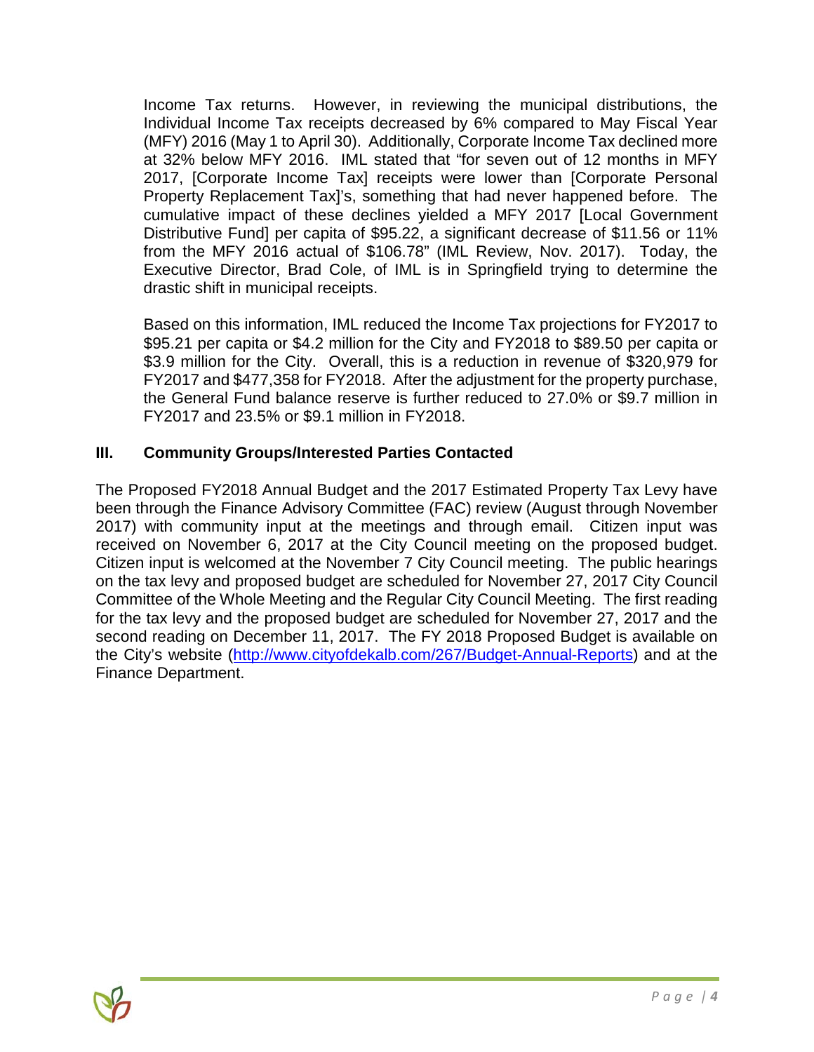Income Tax returns. However, in reviewing the municipal distributions, the Individual Income Tax receipts decreased by 6% compared to May Fiscal Year (MFY) 2016 (May 1 to April 30). Additionally, Corporate Income Tax declined more at 32% below MFY 2016. IML stated that "for seven out of 12 months in MFY 2017, [Corporate Income Tax] receipts were lower than [Corporate Personal Property Replacement Tax]'s, something that had never happened before. The cumulative impact of these declines yielded a MFY 2017 [Local Government Distributive Fund] per capita of $95.22, a significant decrease of $11.56 or 11% from the MFY 2016 actual of $106.78" (IML Review, Nov. 2017). Today, the Executive Director, Brad Cole, of IML is in Springfield trying to determine the drastic shift in municipal receipts.

Based on this information, IML reduced the Income Tax projections for FY2017 to $95.21 per capita or $4.2 million for the City and FY2018 to $89.50 per capita or $3.9 million for the City. Overall, this is a reduction in revenue of $320,979 for FY2017 and $477,358 for FY2018. After the adjustment for the property purchase, the General Fund balance reserve is further reduced to 27.0% or $9.7 million in FY2017 and 23.5% or $9.1 million in FY2018.

## III. Community Groups/Interested Parties Contacted

The Proposed FY2018 Annual Budget and the 2017 Estimated Property Tax Levy have been through the Finance Advisory Committee (FAC) review (August through November 2017) with community input at the meetings and through email. Citizen input was received on November 6, 2017 at the City Council meeting on the proposed budget. Citizen input is welcomed at the November 7 City Council meeting. The public hearings on the tax levy and proposed budget are scheduled for November 27, 2017 City Council Committee of the Whole Meeting and the Regular City Council Meeting. The first reading for the tax levy and the proposed budget are scheduled for November 27, 2017 and the second reading on December 11, 2017. The FY 2018 Proposed Budget is available on the City's website ([http://www.cityofdekalb.com/267/Budget-Annual-Reports](http://www.cityofdekalb.com/267/Budget-Annual-Reports)) and at the Finance Department.